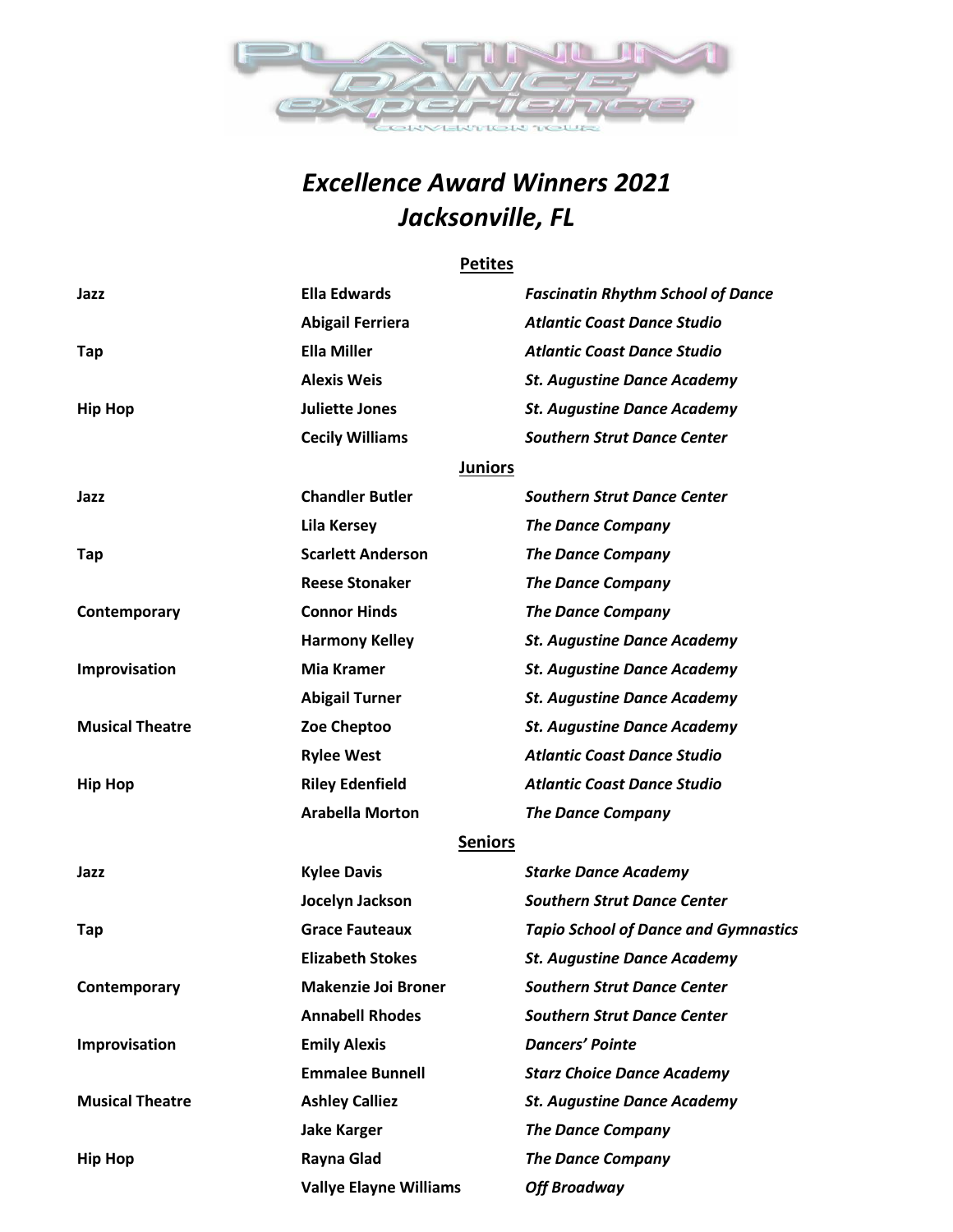# PLATINUM DANCE experience

CONVENTION TOUR

## *Excellence Award Winners 2021*
## *Jacksonville, FL*

### Petites

| | | |
|---|---|---|
| **Jazz** | **Ella Edwards** | ***Fascinatin Rhythm School of Dance*** |
| | **Abigail Ferriera** | ***Atlantic Coast Dance Studio*** |
| **Tap** | **Ella Miller** | ***Atlantic Coast Dance Studio*** |
| | **Alexis Weis** | ***St. Augustine Dance Academy*** |
| **Hip Hop** | **Juliette Jones** | ***St. Augustine Dance Academy*** |
| | **Cecily Williams** | ***Southern Strut Dance Center*** |

### Juniors

| | | |
|---|---|---|
| **Jazz** | **Chandler Butler** | ***Southern Strut Dance Center*** |
| | **Lila Kersey** | ***The Dance Company*** |
| **Tap** | **Scarlett Anderson** | ***The Dance Company*** |
| | **Reese Stonaker** | ***The Dance Company*** |
| **Contemporary** | **Connor Hinds** | ***The Dance Company*** |
| | **Harmony Kelley** | ***St. Augustine Dance Academy*** |
| **Improvisation** | **Mia Kramer** | ***St. Augustine Dance Academy*** |
| | **Abigail Turner** | ***St. Augustine Dance Academy*** |
| **Musical Theatre** | **Zoe Cheptoo** | ***St. Augustine Dance Academy*** |
| | **Rylee West** | ***Atlantic Coast Dance Studio*** |
| **Hip Hop** | **Riley Edenfield** | ***Atlantic Coast Dance Studio*** |
| | **Arabella Morton** | ***The Dance Company*** |

### Seniors

| | | |
|---|---|---|
| **Jazz** | **Kylee Davis** | ***Starke Dance Academy*** |
| | **Jocelyn Jackson** | ***Southern Strut Dance Center*** |
| **Tap** | **Grace Fauteaux** | ***Tapio School of Dance and Gymnastics*** |
| | **Elizabeth Stokes** | ***St. Augustine Dance Academy*** |
| **Contemporary** | **Makenzie Joi Broner** | ***Southern Strut Dance Center*** |
| | **Annabell Rhodes** | ***Southern Strut Dance Center*** |
| **Improvisation** | **Emily Alexis** | ***Dancers' Pointe*** |
| | **Emmalee Bunnell** | ***Starz Choice Dance Academy*** |
| **Musical Theatre** | **Ashley Calliez** | ***St. Augustine Dance Academy*** |
| | **Jake Karger** | ***The Dance Company*** |
| **Hip Hop** | **Rayna Glad** | ***The Dance Company*** |
| | **Vallye Elayne Williams** | ***Off Broadway*** |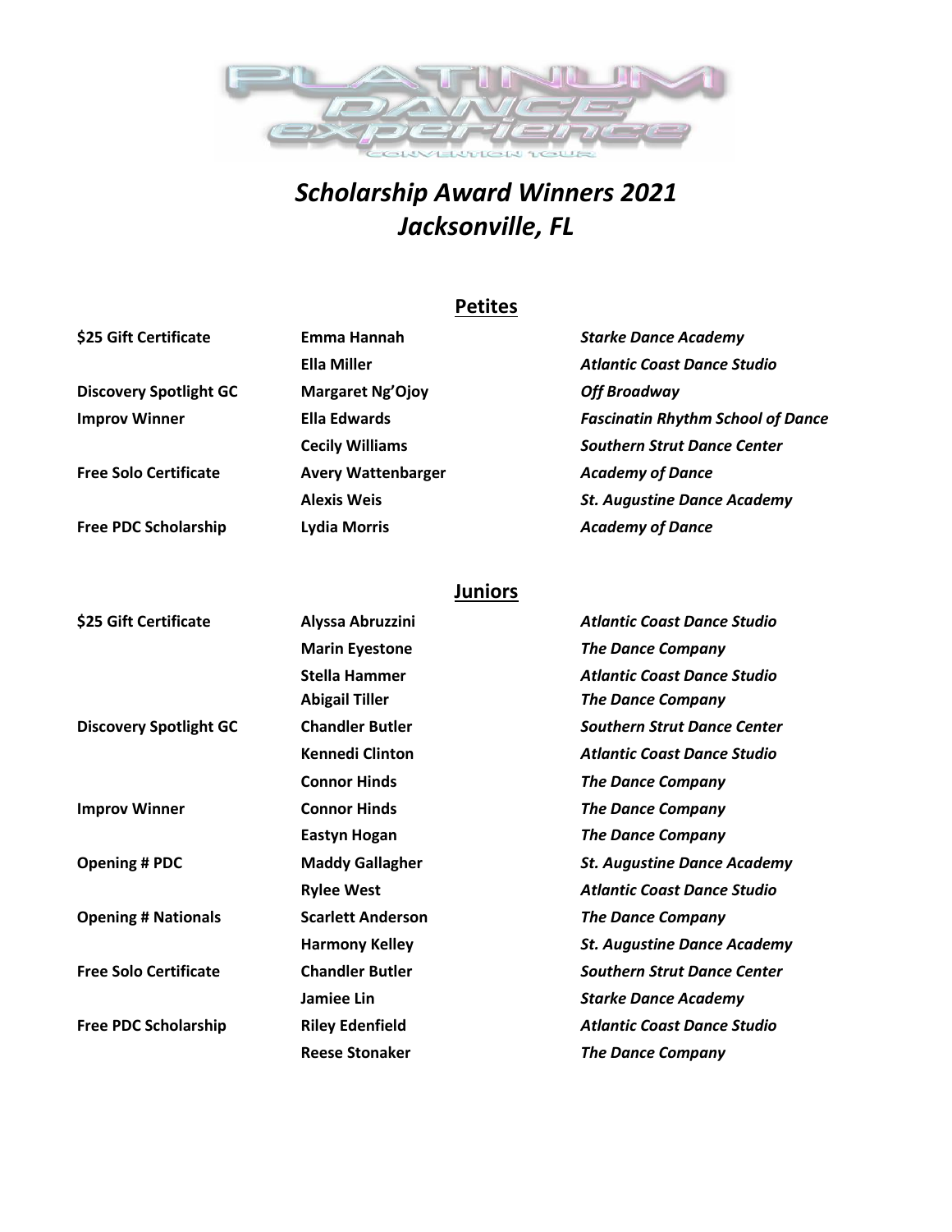# *Scholarship Award Winners 2021*
# *Jacksonville, FL*

## Petites

| | | |
|---|---|---|
| **$25 Gift Certificate** | **Emma Hannah** | ***Starke Dance Academy*** |
| | **Ella Miller** | ***Atlantic Coast Dance Studio*** |
| **Discovery Spotlight GC** | **Margaret Ng'Ojoy** | ***Off Broadway*** |
| **Improv Winner** | **Ella Edwards** | ***Fascinatin Rhythm School of Dance*** |
| | **Cecily Williams** | ***Southern Strut Dance Center*** |
| **Free Solo Certificate** | **Avery Wattenbarger** | ***Academy of Dance*** |
| | **Alexis Weis** | ***St. Augustine Dance Academy*** |
| **Free PDC Scholarship** | **Lydia Morris** | ***Academy of Dance*** |

## Juniors

| | | |
|---|---|---|
| **$25 Gift Certificate** | **Alyssa Abruzzini** | ***Atlantic Coast Dance Studio*** |
| | **Marin Eyestone** | ***The Dance Company*** |
| | **Stella Hammer** | ***Atlantic Coast Dance Studio*** |
| | **Abigail Tiller** | ***The Dance Company*** |
| **Discovery Spotlight GC** | **Chandler Butler** | ***Southern Strut Dance Center*** |
| | **Kennedi Clinton** | ***Atlantic Coast Dance Studio*** |
| | **Connor Hinds** | ***The Dance Company*** |
| **Improv Winner** | **Connor Hinds** | ***The Dance Company*** |
| | **Eastyn Hogan** | ***The Dance Company*** |
| **Opening # PDC** | **Maddy Gallagher** | ***St. Augustine Dance Academy*** |
| | **Rylee West** | ***Atlantic Coast Dance Studio*** |
| **Opening # Nationals** | **Scarlett Anderson** | ***The Dance Company*** |
| | **Harmony Kelley** | ***St. Augustine Dance Academy*** |
| **Free Solo Certificate** | **Chandler Butler** | ***Southern Strut Dance Center*** |
| | **Jamiee Lin** | ***Starke Dance Academy*** |
| **Free PDC Scholarship** | **Riley Edenfield** | ***Atlantic Coast Dance Studio*** |
| | **Reese Stonaker** | ***The Dance Company*** |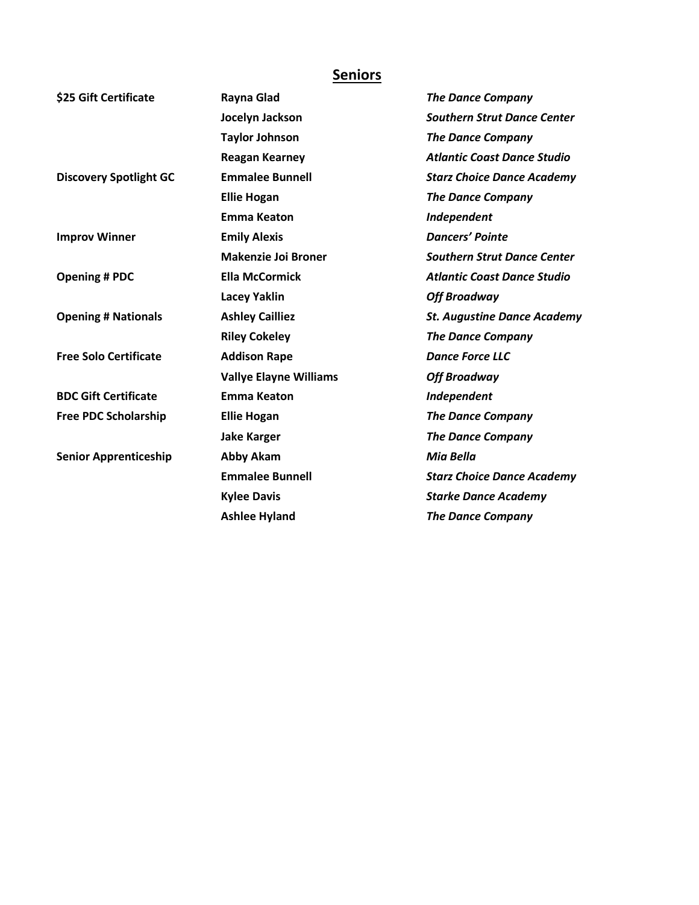## Seniors

| | | |
|---|---|---|
| **$25 Gift Certificate** | **Rayna Glad** | ***The Dance Company*** |
| | **Jocelyn Jackson** | ***Southern Strut Dance Center*** |
| | **Taylor Johnson** | ***The Dance Company*** |
| | **Reagan Kearney** | ***Atlantic Coast Dance Studio*** |
| **Discovery Spotlight GC** | **Emmalee Bunnell** | ***Starz Choice Dance Academy*** |
| | **Ellie Hogan** | ***The Dance Company*** |
| | **Emma Keaton** | ***Independent*** |
| **Improv Winner** | **Emily Alexis** | ***Dancers' Pointe*** |
| | **Makenzie Joi Broner** | ***Southern Strut Dance Center*** |
| **Opening # PDC** | **Ella McCormick** | ***Atlantic Coast Dance Studio*** |
| | **Lacey Yaklin** | ***Off Broadway*** |
| **Opening # Nationals** | **Ashley Cailliez** | ***St. Augustine Dance Academy*** |
| | **Riley Cokeley** | ***The Dance Company*** |
| **Free Solo Certificate** | **Addison Rape** | ***Dance Force LLC*** |
| | **Vallye Elayne Williams** | ***Off Broadway*** |
| **BDC Gift Certificate** | **Emma Keaton** | ***Independent*** |
| **Free PDC Scholarship** | **Ellie Hogan** | ***The Dance Company*** |
| | **Jake Karger** | ***The Dance Company*** |
| **Senior Apprenticeship** | **Abby Akam** | ***Mia Bella*** |
| | **Emmalee Bunnell** | ***Starz Choice Dance Academy*** |
| | **Kylee Davis** | ***Starke Dance Academy*** |
| | **Ashlee Hyland** | ***The Dance Company*** |